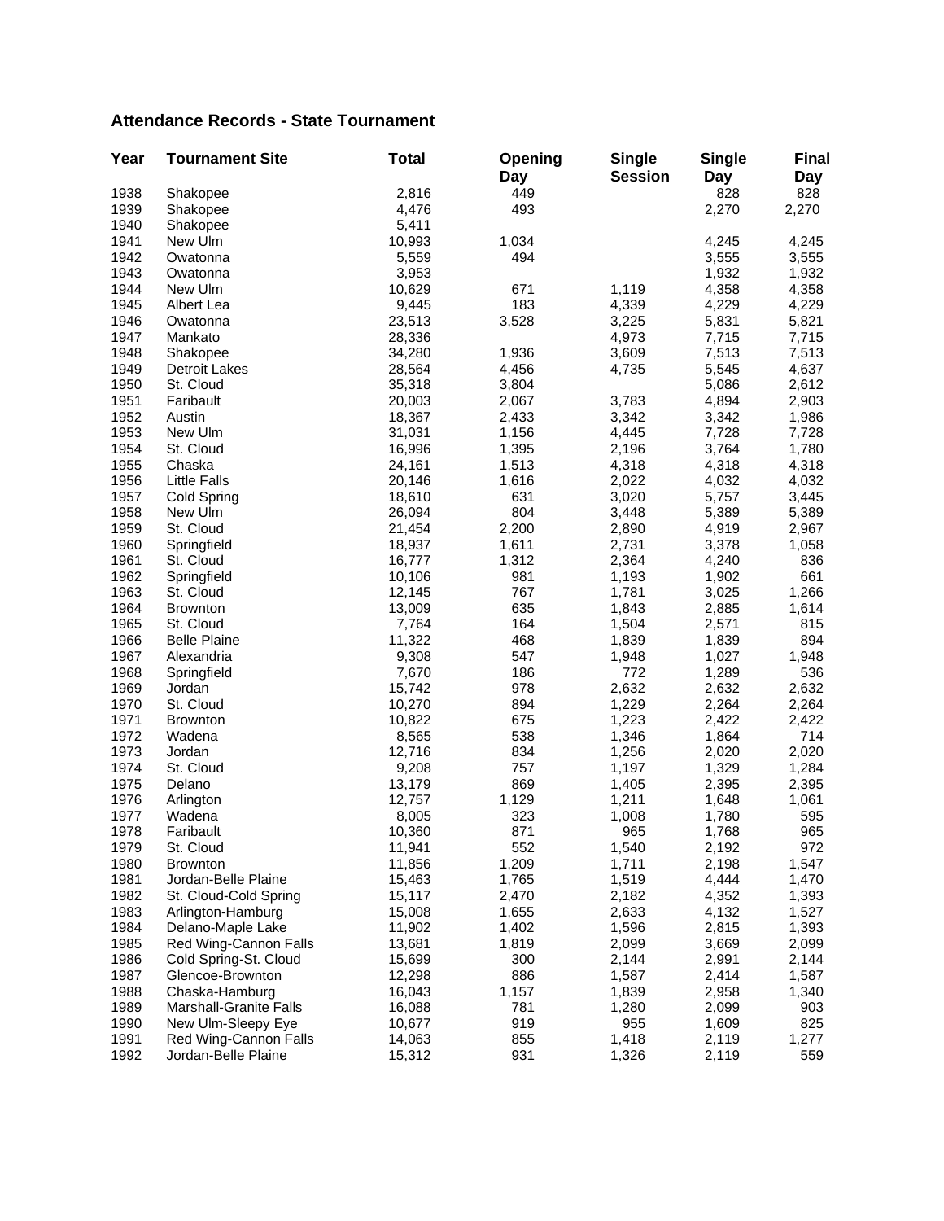## Attendance Records - State Tournament

| Year | Tournament Site | Total | Opening Day | Single Session | Single Day | Final Day |
|---|---|---|---|---|---|---|
| 1938 | Shakopee | 2,816 | 449 | | 828 | 828 |
| 1939 | Shakopee | 4,476 | 493 | | 2,270 | 2,270 |
| 1940 | Shakopee | 5,411 | | | | |
| 1941 | New Ulm | 10,993 | 1,034 | | 4,245 | 4,245 |
| 1942 | Owatonna | 5,559 | 494 | | 3,555 | 3,555 |
| 1943 | Owatonna | 3,953 | | | 1,932 | 1,932 |
| 1944 | New Ulm | 10,629 | 671 | 1,119 | 4,358 | 4,358 |
| 1945 | Albert Lea | 9,445 | 183 | 4,339 | 4,229 | 4,229 |
| 1946 | Owatonna | 23,513 | 3,528 | 3,225 | 5,831 | 5,821 |
| 1947 | Mankato | 28,336 | | 4,973 | 7,715 | 7,715 |
| 1948 | Shakopee | 34,280 | 1,936 | 3,609 | 7,513 | 7,513 |
| 1949 | Detroit Lakes | 28,564 | 4,456 | 4,735 | 5,545 | 4,637 |
| 1950 | St. Cloud | 35,318 | 3,804 | | 5,086 | 2,612 |
| 1951 | Faribault | 20,003 | 2,067 | 3,783 | 4,894 | 2,903 |
| 1952 | Austin | 18,367 | 2,433 | 3,342 | 3,342 | 1,986 |
| 1953 | New Ulm | 31,031 | 1,156 | 4,445 | 7,728 | 7,728 |
| 1954 | St. Cloud | 16,996 | 1,395 | 2,196 | 3,764 | 1,780 |
| 1955 | Chaska | 24,161 | 1,513 | 4,318 | 4,318 | 4,318 |
| 1956 | Little Falls | 20,146 | 1,616 | 2,022 | 4,032 | 4,032 |
| 1957 | Cold Spring | 18,610 | 631 | 3,020 | 5,757 | 3,445 |
| 1958 | New Ulm | 26,094 | 804 | 3,448 | 5,389 | 5,389 |
| 1959 | St. Cloud | 21,454 | 2,200 | 2,890 | 4,919 | 2,967 |
| 1960 | Springfield | 18,937 | 1,611 | 2,731 | 3,378 | 1,058 |
| 1961 | St. Cloud | 16,777 | 1,312 | 2,364 | 4,240 | 836 |
| 1962 | Springfield | 10,106 | 981 | 1,193 | 1,902 | 661 |
| 1963 | St. Cloud | 12,145 | 767 | 1,781 | 3,025 | 1,266 |
| 1964 | Brownton | 13,009 | 635 | 1,843 | 2,885 | 1,614 |
| 1965 | St. Cloud | 7,764 | 164 | 1,504 | 2,571 | 815 |
| 1966 | Belle Plaine | 11,322 | 468 | 1,839 | 1,839 | 894 |
| 1967 | Alexandria | 9,308 | 547 | 1,948 | 1,027 | 1,948 |
| 1968 | Springfield | 7,670 | 186 | 772 | 1,289 | 536 |
| 1969 | Jordan | 15,742 | 978 | 2,632 | 2,632 | 2,632 |
| 1970 | St. Cloud | 10,270 | 894 | 1,229 | 2,264 | 2,264 |
| 1971 | Brownton | 10,822 | 675 | 1,223 | 2,422 | 2,422 |
| 1972 | Wadena | 8,565 | 538 | 1,346 | 1,864 | 714 |
| 1973 | Jordan | 12,716 | 834 | 1,256 | 2,020 | 2,020 |
| 1974 | St. Cloud | 9,208 | 757 | 1,197 | 1,329 | 1,284 |
| 1975 | Delano | 13,179 | 869 | 1,405 | 2,395 | 2,395 |
| 1976 | Arlington | 12,757 | 1,129 | 1,211 | 1,648 | 1,061 |
| 1977 | Wadena | 8,005 | 323 | 1,008 | 1,780 | 595 |
| 1978 | Faribault | 10,360 | 871 | 965 | 1,768 | 965 |
| 1979 | St. Cloud | 11,941 | 552 | 1,540 | 2,192 | 972 |
| 1980 | Brownton | 11,856 | 1,209 | 1,711 | 2,198 | 1,547 |
| 1981 | Jordan-Belle Plaine | 15,463 | 1,765 | 1,519 | 4,444 | 1,470 |
| 1982 | St. Cloud-Cold Spring | 15,117 | 2,470 | 2,182 | 4,352 | 1,393 |
| 1983 | Arlington-Hamburg | 15,008 | 1,655 | 2,633 | 4,132 | 1,527 |
| 1984 | Delano-Maple Lake | 11,902 | 1,402 | 1,596 | 2,815 | 1,393 |
| 1985 | Red Wing-Cannon Falls | 13,681 | 1,819 | 2,099 | 3,669 | 2,099 |
| 1986 | Cold Spring-St. Cloud | 15,699 | 300 | 2,144 | 2,991 | 2,144 |
| 1987 | Glencoe-Brownton | 12,298 | 886 | 1,587 | 2,414 | 1,587 |
| 1988 | Chaska-Hamburg | 16,043 | 1,157 | 1,839 | 2,958 | 1,340 |
| 1989 | Marshall-Granite Falls | 16,088 | 781 | 1,280 | 2,099 | 903 |
| 1990 | New Ulm-Sleepy Eye | 10,677 | 919 | 955 | 1,609 | 825 |
| 1991 | Red Wing-Cannon Falls | 14,063 | 855 | 1,418 | 2,119 | 1,277 |
| 1992 | Jordan-Belle Plaine | 15,312 | 931 | 1,326 | 2,119 | 559 |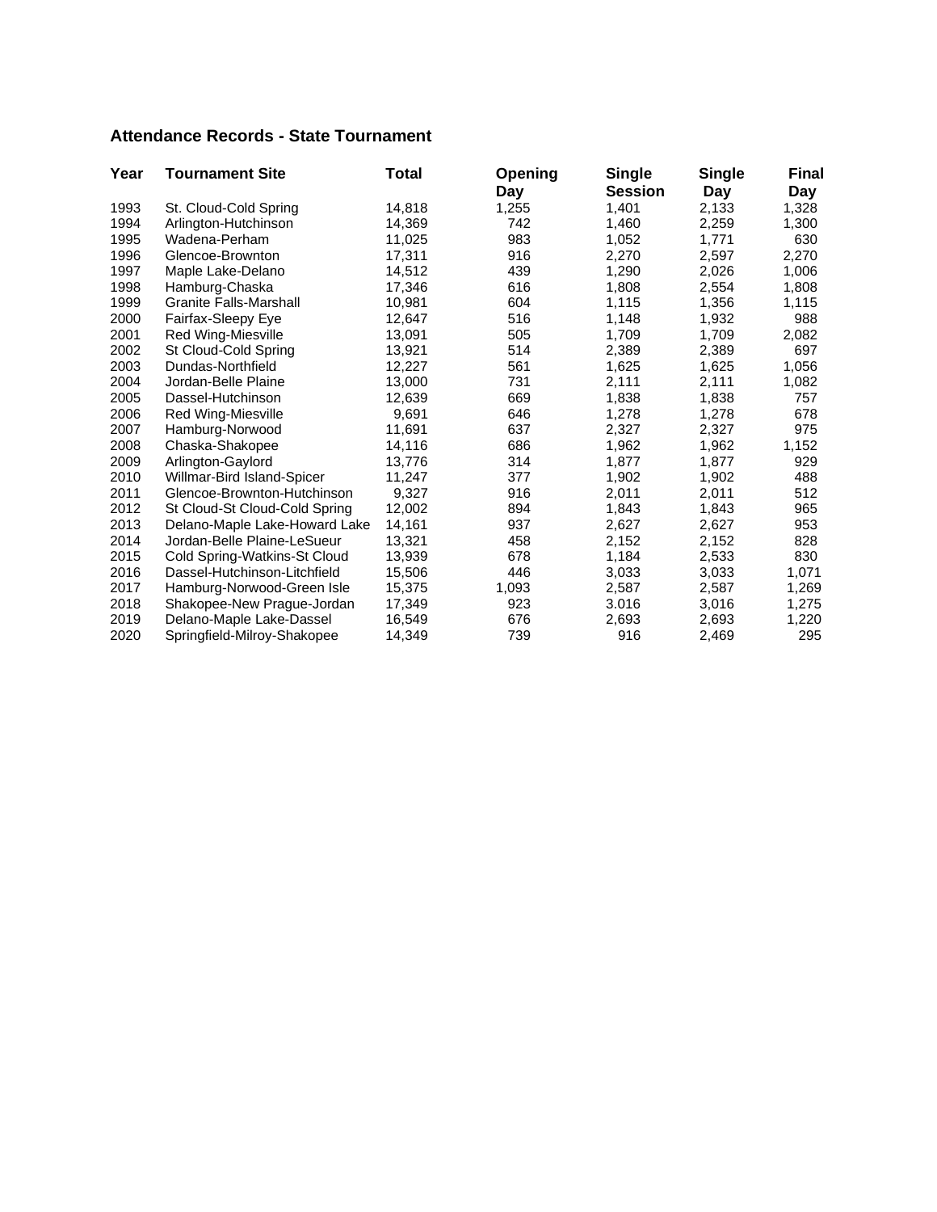### Attendance Records - State Tournament

| Year | Tournament Site | Total | Opening Day | Single Session | Single Day | Final Day |
|---|---|---|---|---|---|---|
| 1993 | St. Cloud-Cold Spring | 14,818 | 1,255 | 1,401 | 2,133 | 1,328 |
| 1994 | Arlington-Hutchinson | 14,369 | 742 | 1,460 | 2,259 | 1,300 |
| 1995 | Wadena-Perham | 11,025 | 983 | 1,052 | 1,771 | 630 |
| 1996 | Glencoe-Brownton | 17,311 | 916 | 2,270 | 2,597 | 2,270 |
| 1997 | Maple Lake-Delano | 14,512 | 439 | 1,290 | 2,026 | 1,006 |
| 1998 | Hamburg-Chaska | 17,346 | 616 | 1,808 | 2,554 | 1,808 |
| 1999 | Granite Falls-Marshall | 10,981 | 604 | 1,115 | 1,356 | 1,115 |
| 2000 | Fairfax-Sleepy Eye | 12,647 | 516 | 1,148 | 1,932 | 988 |
| 2001 | Red Wing-Miesville | 13,091 | 505 | 1,709 | 1,709 | 2,082 |
| 2002 | St Cloud-Cold Spring | 13,921 | 514 | 2,389 | 2,389 | 697 |
| 2003 | Dundas-Northfield | 12,227 | 561 | 1,625 | 1,625 | 1,056 |
| 2004 | Jordan-Belle Plaine | 13,000 | 731 | 2,111 | 2,111 | 1,082 |
| 2005 | Dassel-Hutchinson | 12,639 | 669 | 1,838 | 1,838 | 757 |
| 2006 | Red Wing-Miesville | 9,691 | 646 | 1,278 | 1,278 | 678 |
| 2007 | Hamburg-Norwood | 11,691 | 637 | 2,327 | 2,327 | 975 |
| 2008 | Chaska-Shakopee | 14,116 | 686 | 1,962 | 1,962 | 1,152 |
| 2009 | Arlington-Gaylord | 13,776 | 314 | 1,877 | 1,877 | 929 |
| 2010 | Willmar-Bird Island-Spicer | 11,247 | 377 | 1,902 | 1,902 | 488 |
| 2011 | Glencoe-Brownton-Hutchinson | 9,327 | 916 | 2,011 | 2,011 | 512 |
| 2012 | St Cloud-St Cloud-Cold Spring | 12,002 | 894 | 1,843 | 1,843 | 965 |
| 2013 | Delano-Maple Lake-Howard Lake | 14,161 | 937 | 2,627 | 2,627 | 953 |
| 2014 | Jordan-Belle Plaine-LeSueur | 13,321 | 458 | 2,152 | 2,152 | 828 |
| 2015 | Cold Spring-Watkins-St Cloud | 13,939 | 678 | 1,184 | 2,533 | 830 |
| 2016 | Dassel-Hutchinson-Litchfield | 15,506 | 446 | 3,033 | 3,033 | 1,071 |
| 2017 | Hamburg-Norwood-Green Isle | 15,375 | 1,093 | 2,587 | 2,587 | 1,269 |
| 2018 | Shakopee-New Prague-Jordan | 17,349 | 923 | 3.016 | 3,016 | 1,275 |
| 2019 | Delano-Maple Lake-Dassel | 16,549 | 676 | 2,693 | 2,693 | 1,220 |
| 2020 | Springfield-Milroy-Shakopee | 14,349 | 739 | 916 | 2,469 | 295 |